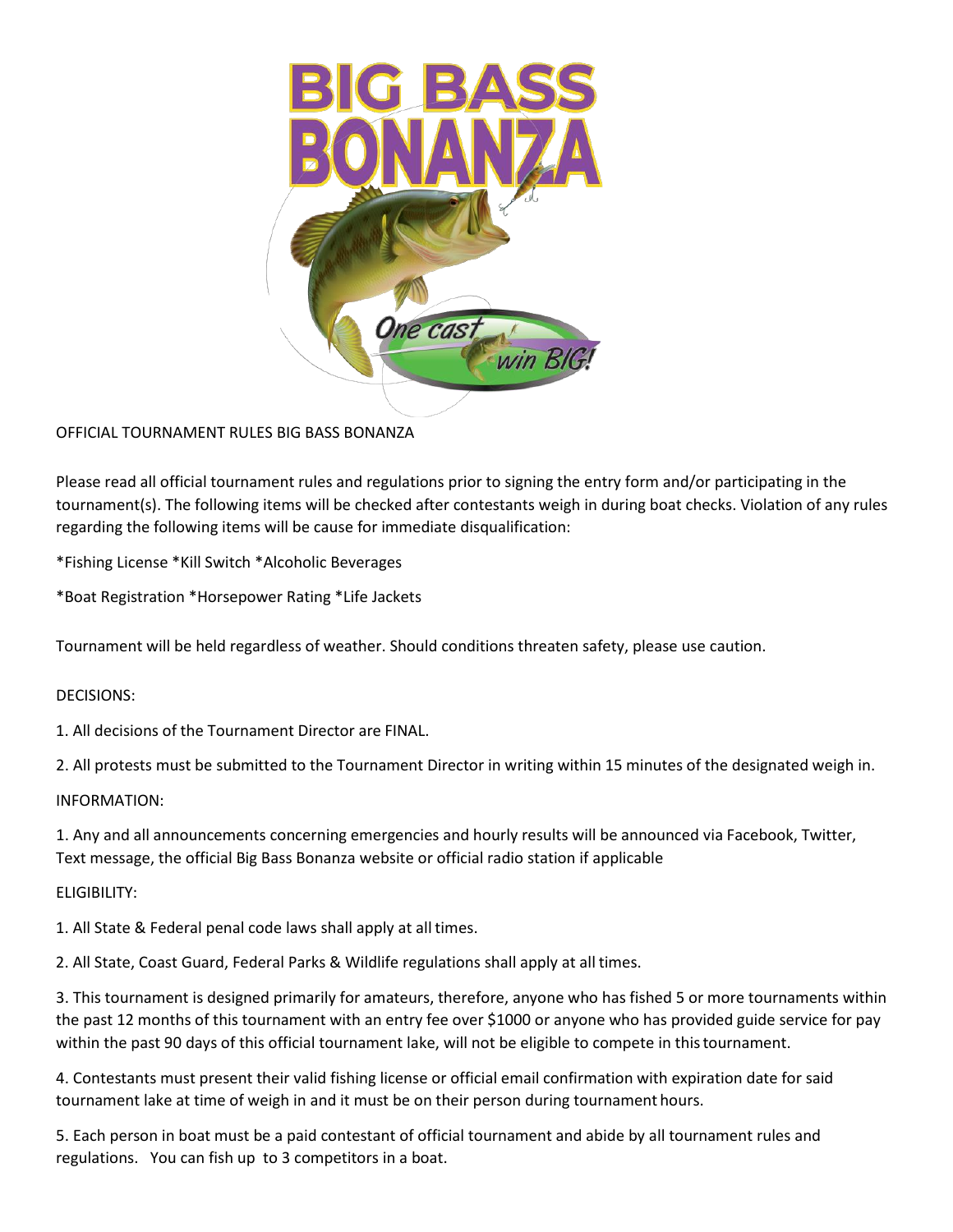# OFFICIAL TOURNAMENT RULES BIG BASS BONANZA

Please read all official tournament rules and regulations prior to signing the entry form and/or participating in the tournament(s). The following items will be checked after contestants weigh in during boat checks. Violation of any rules regarding the following items will be cause for immediate disqualification:

*Fishing License *Kill Switch *Alcoholic Beverages

*Boat Registration *Horsepower Rating *Life Jackets

Tournament will be held regardless of weather. Should conditions threaten safety, please use caution.

## DECISIONS:

1. All decisions of the Tournament Director are FINAL.
2. All protests must be submitted to the Tournament Director in writing within 15 minutes of the designated weigh in.

## INFORMATION:

1. Any and all announcements concerning emergencies and hourly results will be announced via Facebook, Twitter, Text message, the official Big Bass Bonanza website or official radio station if applicable

## ELIGIBILITY:

1. All State & Federal penal code laws shall apply at all times.
2. All State, Coast Guard, Federal Parks & Wildlife regulations shall apply at all times.
3. This tournament is designed primarily for amateurs, therefore, anyone who has fished 5 or more tournaments within the past 12 months of this tournament with an entry fee over $1000 or anyone who has provided guide service for pay within the past 90 days of this official tournament lake, will not be eligible to compete in this tournament.
4. Contestants must present their valid fishing license or official email confirmation with expiration date for said tournament lake at time of weigh in and it must be on their person during tournament hours.
5. Each person in boat must be a paid contestant of official tournament and abide by all tournament rules and regulations. You can fish up to 3 competitors in a boat.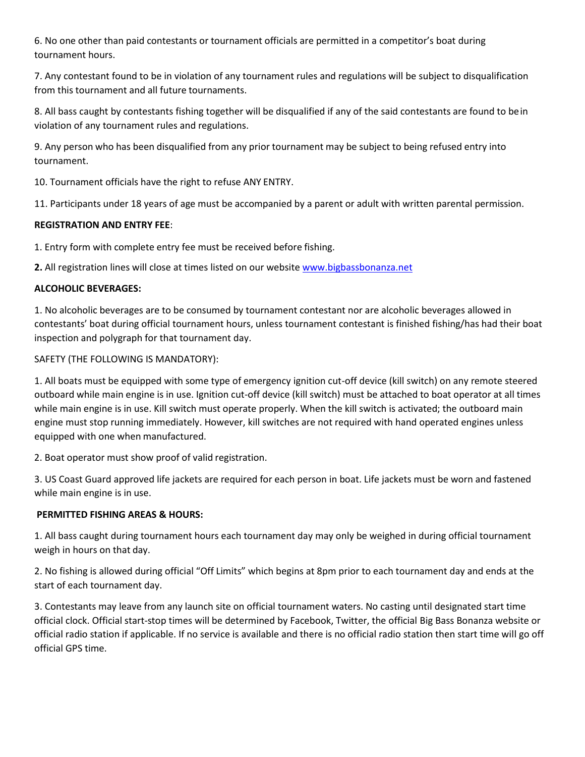6. No one other than paid contestants or tournament officials are permitted in a competitor's boat during tournament hours.

7. Any contestant found to be in violation of any tournament rules and regulations will be subject to disqualification from this tournament and all future tournaments.

8. All bass caught by contestants fishing together will be disqualified if any of the said contestants are found to be in violation of any tournament rules and regulations.

9. Any person who has been disqualified from any prior tournament may be subject to being refused entry into tournament.

10. Tournament officials have the right to refuse ANY ENTRY.

11. Participants under 18 years of age must be accompanied by a parent or adult with written parental permission.

**REGISTRATION AND ENTRY FEE**:

1. Entry form with complete entry fee must be received before fishing.

**2.** All registration lines will close at times listed on our website [www.bigbassbonanza.net](http://www.bigbassbonanza.net)

**ALCOHOLIC BEVERAGES:**

1. No alcoholic beverages are to be consumed by tournament contestant nor are alcoholic beverages allowed in contestants' boat during official tournament hours, unless tournament contestant is finished fishing/has had their boat inspection and polygraph for that tournament day.

SAFETY (THE FOLLOWING IS MANDATORY):

1. All boats must be equipped with some type of emergency ignition cut-off device (kill switch) on any remote steered outboard while main engine is in use. Ignition cut-off device (kill switch) must be attached to boat operator at all times while main engine is in use. Kill switch must operate properly. When the kill switch is activated; the outboard main engine must stop running immediately. However, kill switches are not required with hand operated engines unless equipped with one when manufactured.

2. Boat operator must show proof of valid registration.

3. US Coast Guard approved life jackets are required for each person in boat. Life jackets must be worn and fastened while main engine is in use.

**PERMITTED FISHING AREAS & HOURS:**

1. All bass caught during tournament hours each tournament day may only be weighed in during official tournament weigh in hours on that day.

2. No fishing is allowed during official "Off Limits" which begins at 8pm prior to each tournament day and ends at the start of each tournament day.

3. Contestants may leave from any launch site on official tournament waters. No casting until designated start time official clock. Official start-stop times will be determined by Facebook, Twitter, the official Big Bass Bonanza website or official radio station if applicable. If no service is available and there is no official radio station then start time will go off official GPS time.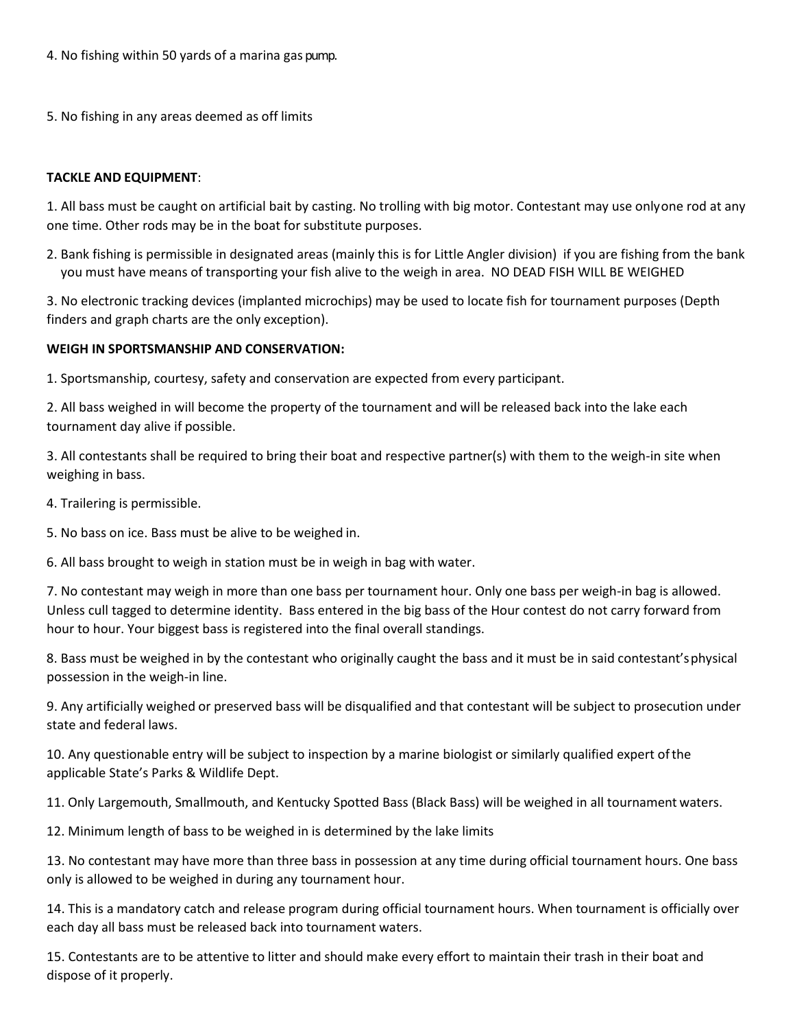4. No fishing within 50 yards of a marina gas pump.

5. No fishing in any areas deemed as off limits

**TACKLE AND EQUIPMENT**:

1. All bass must be caught on artificial bait by casting. No trolling with big motor. Contestant may use onlyone rod at any one time. Other rods may be in the boat for substitute purposes.

2. Bank fishing is permissible in designated areas (mainly this is for Little Angler division) if you are fishing from the bank you must have means of transporting your fish alive to the weigh in area. NO DEAD FISH WILL BE WEIGHED

3. No electronic tracking devices (implanted microchips) may be used to locate fish for tournament purposes (Depth finders and graph charts are the only exception).

**WEIGH IN SPORTSMANSHIP AND CONSERVATION:**

1. Sportsmanship, courtesy, safety and conservation are expected from every participant.

2. All bass weighed in will become the property of the tournament and will be released back into the lake each tournament day alive if possible.

3. All contestants shall be required to bring their boat and respective partner(s) with them to the weigh-in site when weighing in bass.

4. Trailering is permissible.

5. No bass on ice. Bass must be alive to be weighed in.

6. All bass brought to weigh in station must be in weigh in bag with water.

7. No contestant may weigh in more than one bass per tournament hour. Only one bass per weigh-in bag is allowed. Unless cull tagged to determine identity. Bass entered in the big bass of the Hour contest do not carry forward from hour to hour. Your biggest bass is registered into the final overall standings.

8. Bass must be weighed in by the contestant who originally caught the bass and it must be in said contestant'sphysical possession in the weigh-in line.

9. Any artificially weighed or preserved bass will be disqualified and that contestant will be subject to prosecution under state and federal laws.

10. Any questionable entry will be subject to inspection by a marine biologist or similarly qualified expert ofthe applicable State's Parks & Wildlife Dept.

11. Only Largemouth, Smallmouth, and Kentucky Spotted Bass (Black Bass) will be weighed in all tournament waters.

12. Minimum length of bass to be weighed in is determined by the lake limits

13. No contestant may have more than three bass in possession at any time during official tournament hours. One bass only is allowed to be weighed in during any tournament hour.

14. This is a mandatory catch and release program during official tournament hours. When tournament is officially over each day all bass must be released back into tournament waters.

15. Contestants are to be attentive to litter and should make every effort to maintain their trash in their boat and dispose of it properly.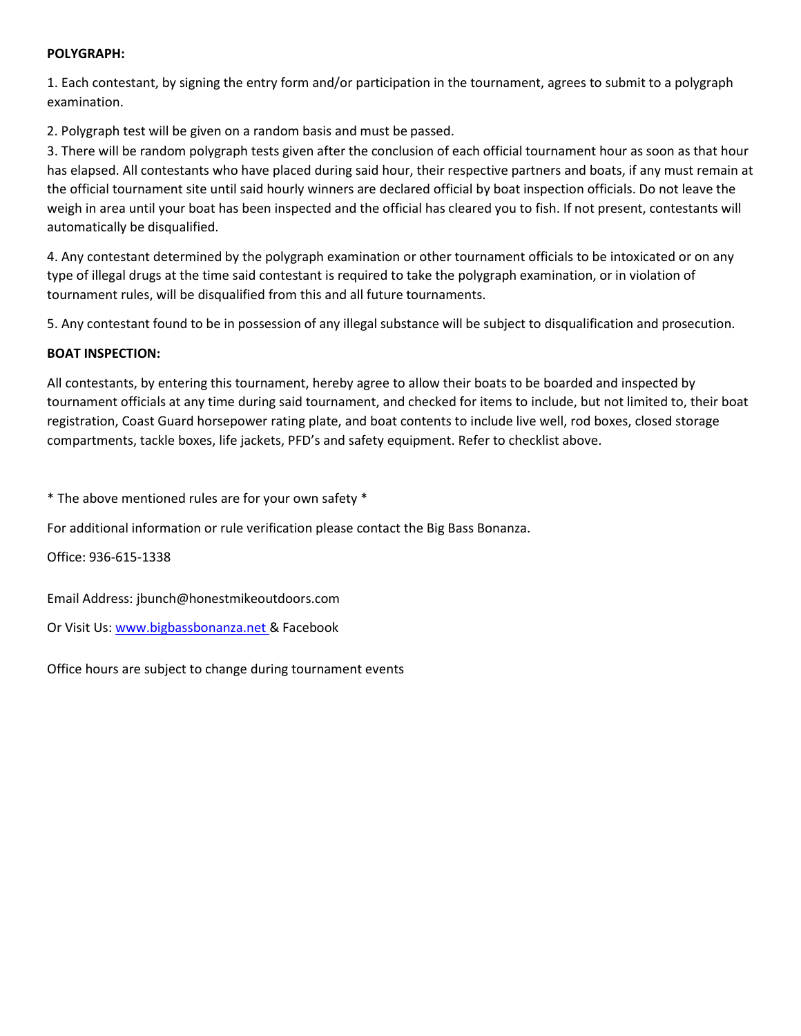**POLYGRAPH:**

1. Each contestant, by signing the entry form and/or participation in the tournament, agrees to submit to a polygraph examination.

2. Polygraph test will be given on a random basis and must be passed.

3. There will be random polygraph tests given after the conclusion of each official tournament hour as soon as that hour has elapsed. All contestants who have placed during said hour, their respective partners and boats, if any must remain at the official tournament site until said hourly winners are declared official by boat inspection officials. Do not leave the weigh in area until your boat has been inspected and the official has cleared you to fish. If not present, contestants will automatically be disqualified.

4. Any contestant determined by the polygraph examination or other tournament officials to be intoxicated or on any type of illegal drugs at the time said contestant is required to take the polygraph examination, or in violation of tournament rules, will be disqualified from this and all future tournaments.

5. Any contestant found to be in possession of any illegal substance will be subject to disqualification and prosecution.

**BOAT INSPECTION:**

All contestants, by entering this tournament, hereby agree to allow their boats to be boarded and inspected by tournament officials at any time during said tournament, and checked for items to include, but not limited to, their boat registration, Coast Guard horsepower rating plate, and boat contents to include live well, rod boxes, closed storage compartments, tackle boxes, life jackets, PFD's and safety equipment. Refer to checklist above.

* The above mentioned rules are for your own safety *

For additional information or rule verification please contact the Big Bass Bonanza.

Office: 936-615-1338

Email Address: jbunch@honestmikeoutdoors.com

Or Visit Us: [www.bigbassbonanza.net](http://www.bigbassbonanza.net) & Facebook

Office hours are subject to change during tournament events